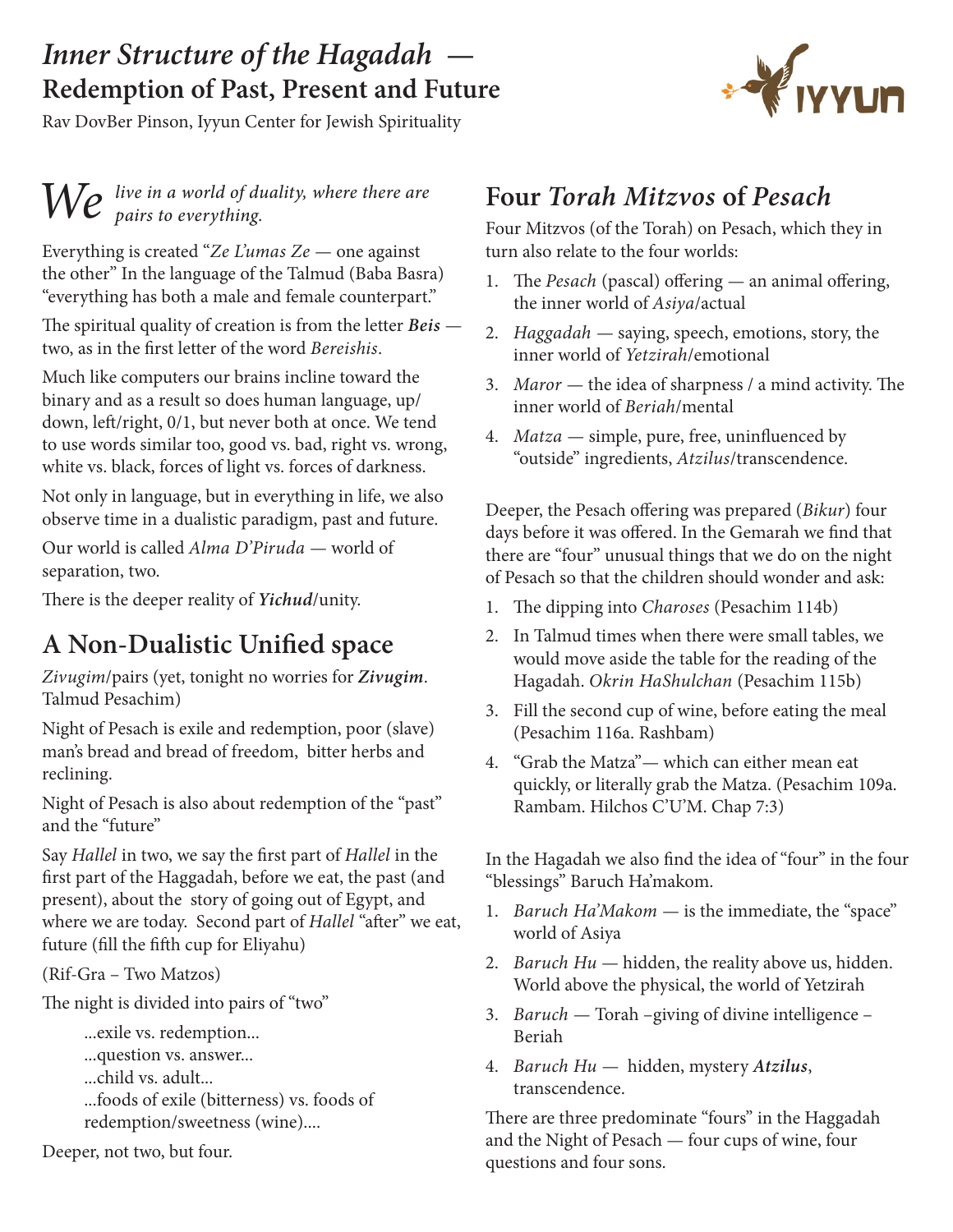# *Inner Structure of the Hagadah* — Redemption of Past, Present and Future

Rav DovBer Pinson, Iyyun Center for Jewish Spirituality

*We live in a world of duality, where there are pairs to everything.*

Everything is created "*Ze L'umas Ze* — one against the other" In the language of the Talmud (Baba Basra) "everything has both a male and female counterpart."

The spiritual quality of creation is from the letter ***Beis*** — two, as in the first letter of the word *Bereishis*.

Much like computers our brains incline toward the binary and as a result so does human language, up/down, left/right, 0/1, but never both at once. We tend to use words similar too, good vs. bad, right vs. wrong, white vs. black, forces of light vs. forces of darkness.

Not only in language, but in everything in life, we also observe time in a dualistic paradigm, past and future.

Our world is called *Alma D'Piruda* — world of separation, two.

There is the deeper reality of ***Yichud***/unity.

## A Non-Dualistic Unified space

*Zivugim*/pairs (yet, tonight no worries for ***Zivugim***. Talmud Pesachim)

Night of Pesach is exile and redemption, poor (slave) man's bread and bread of freedom, bitter herbs and reclining.

Night of Pesach is also about redemption of the "past" and the "future"

Say *Hallel* in two, we say the first part of *Hallel* in the first part of the Haggadah, before we eat, the past (and present), about the story of going out of Egypt, and where we are today. Second part of *Hallel* "after" we eat, future (fill the fifth cup for Eliyahu)

(Rif-Gra – Two Matzos)

The night is divided into pairs of "two"

> ...exile vs. redemption...
> ...question vs. answer...
> ...child vs. adult...
> ...foods of exile (bitterness) vs. foods of redemption/sweetness (wine)....

Deeper, not two, but four.

## Four *Torah Mitzvos* of *Pesach*

Four Mitzvos (of the Torah) on Pesach, which they in turn also relate to the four worlds:

1. The *Pesach* (pascal) offering — an animal offering, the inner world of *Asiya*/actual
2. *Haggadah* — saying, speech, emotions, story, the inner world of *Yetzirah*/emotional
3. *Maror* — the idea of sharpness / a mind activity. The inner world of *Beriah*/mental
4. *Matza* — simple, pure, free, uninfluenced by "outside" ingredients, *Atzilus*/transcendence.

Deeper, the Pesach offering was prepared (*Bikur*) four days before it was offered. In the Gemarah we find that there are "four" unusual things that we do on the night of Pesach so that the children should wonder and ask:

1. The dipping into *Charoses* (Pesachim 114b)
2. In Talmud times when there were small tables, we would move aside the table for the reading of the Hagadah. *Okrin HaShulchan* (Pesachim 115b)
3. Fill the second cup of wine, before eating the meal (Pesachim 116a. Rashbam)
4. "Grab the Matza"— which can either mean eat quickly, or literally grab the Matza. (Pesachim 109a. Rambam. Hilchos C'U'M. Chap 7:3)

In the Hagadah we also find the idea of "four" in the four "blessings" Baruch Ha'makom.

1. *Baruch Ha'Makom* — is the immediate, the "space" world of Asiya
2. *Baruch Hu* — hidden, the reality above us, hidden. World above the physical, the world of Yetzirah
3. *Baruch* — Torah –giving of divine intelligence – Beriah
4. *Baruch Hu* — hidden, mystery ***Atzilus***, transcendence.

There are three predominate "fours" in the Haggadah and the Night of Pesach — four cups of wine, four questions and four sons.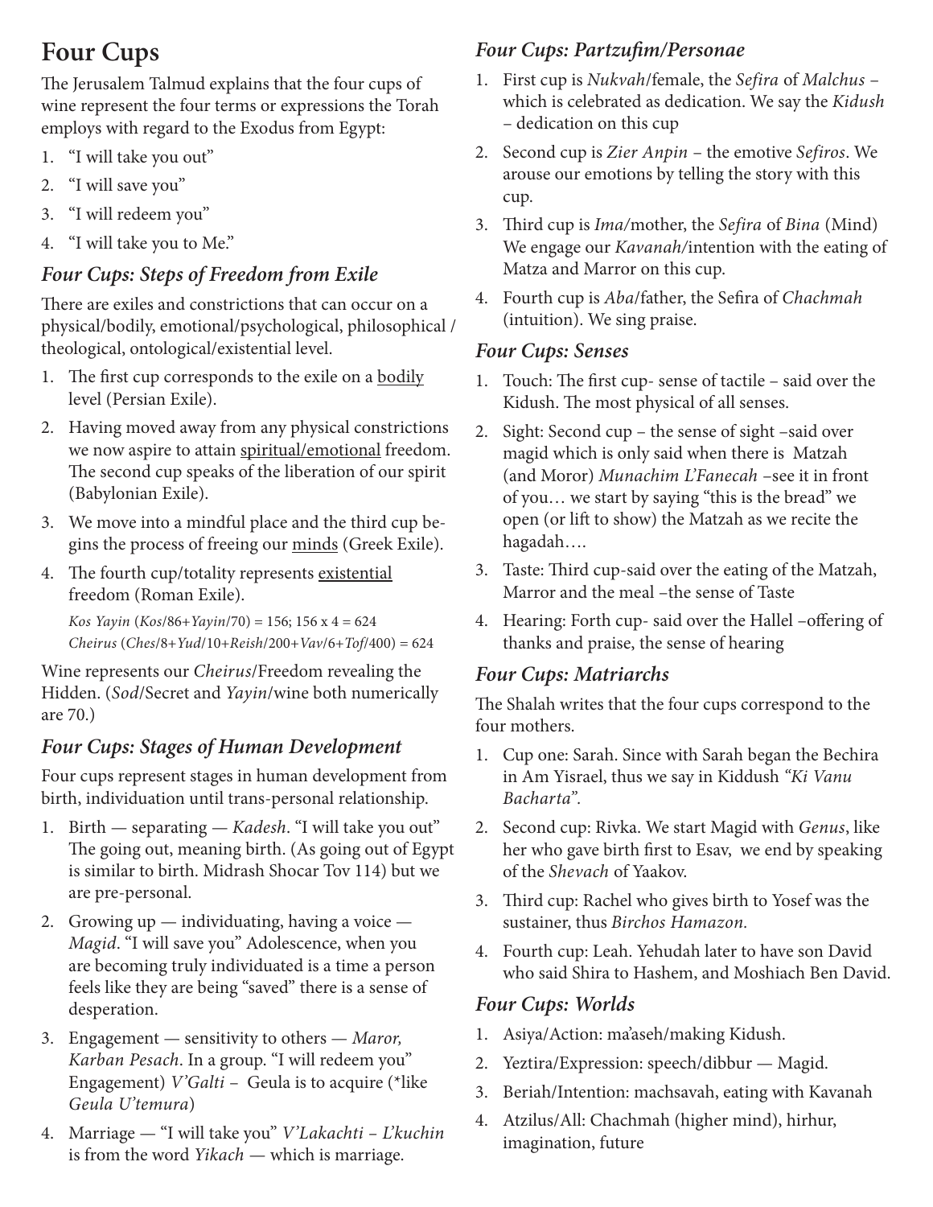# Four Cups

The Jerusalem Talmud explains that the four cups of wine represent the four terms or expressions the Torah employs with regard to the Exodus from Egypt:

1. "I will take you out"
2. "I will save you"
3. "I will redeem you"
4. "I will take you to Me."

## *Four Cups: Steps of Freedom from Exile*

There are exiles and constrictions that can occur on a physical/bodily, emotional/psychological, philosophical / theological, ontological/existential level.

1. The first cup corresponds to the exile on a <u>bodily</u> level (Persian Exile).
2. Having moved away from any physical constrictions we now aspire to attain <u>spiritual/emotional</u> freedom. The second cup speaks of the liberation of our spirit (Babylonian Exile).
3. We move into a mindful place and the third cup begins the process of freeing our <u>minds</u> (Greek Exile).
4. The fourth cup/totality represents <u>existential</u> freedom (Roman Exile).

   *Kos Yayin* (*Kos*/86+*Yayin*/70) = 156; 156 x 4 = 624
   *Cheirus* (*Ches*/8+*Yud*/10+*Reish*/200+*Vav*/6+*Tof*/400) = 624

Wine represents our *Cheirus*/Freedom revealing the Hidden. (*Sod*/Secret and *Yayin*/wine both numerically are 70.)

## *Four Cups: Stages of Human Development*

Four cups represent stages in human development from birth, individuation until trans-personal relationship.

1. Birth — separating — *Kadesh*. "I will take you out" The going out, meaning birth. (As going out of Egypt is similar to birth. Midrash Shocar Tov 114) but we are pre-personal.
2. Growing up — individuating, having a voice — *Magid*. "I will save you" Adolescence, when you are becoming truly individuated is a time a person feels like they are being "saved" there is a sense of desperation.
3. Engagement — sensitivity to others — *Maror, Karban Pesach*. In a group. "I will redeem you" Engagement) *V'Galti* – Geula is to acquire (*like *Geula U'temura*)
4. Marriage — "I will take you" *V'Lakachti – L'kuchin* is from the word *Yikach* — which is marriage.

## *Four Cups: Partzufim/Personae*

1. First cup is *Nukvah*/female, the *Sefira* of *Malchus* – which is celebrated as dedication. We say the *Kidush* – dedication on this cup
2. Second cup is *Zier Anpin* – the emotive *Sefiros*. We arouse our emotions by telling the story with this cup.
3. Third cup is *Ima*/mother, the *Sefira* of *Bina* (Mind) We engage our *Kavanah*/intention with the eating of Matza and Marror on this cup.
4. Fourth cup is *Aba*/father, the Sefira of *Chachmah* (intuition). We sing praise.

## *Four Cups: Senses*

1. Touch: The first cup- sense of tactile – said over the Kidush. The most physical of all senses.
2. Sight: Second cup – the sense of sight –said over magid which is only said when there is Matzah (and Moror) *Munachim L'Fanecah* –see it in front of you… we start by saying "this is the bread" we open (or lift to show) the Matzah as we recite the hagadah….
3. Taste: Third cup-said over the eating of the Matzah, Marror and the meal –the sense of Taste
4. Hearing: Forth cup- said over the Hallel –offering of thanks and praise, the sense of hearing

## *Four Cups: Matriarchs*

The Shalah writes that the four cups correspond to the four mothers.

1. Cup one: Sarah. Since with Sarah began the Bechira in Am Yisrael, thus we say in Kiddush *"Ki Vanu Bacharta"*.
2. Second cup: Rivka. We start Magid with *Genus*, like her who gave birth first to Esav, we end by speaking of the *Shevach* of Yaakov.
3. Third cup: Rachel who gives birth to Yosef was the sustainer, thus *Birchos Hamazon*.
4. Fourth cup: Leah. Yehudah later to have son David who said Shira to Hashem, and Moshiach Ben David.

## *Four Cups: Worlds*

1. Asiya/Action: ma'aseh/making Kidush.
2. Yeztira/Expression: speech/dibbur — Magid.
3. Beriah/Intention: machsavah, eating with Kavanah
4. Atzilus/All: Chachmah (higher mind), hirhur, imagination, future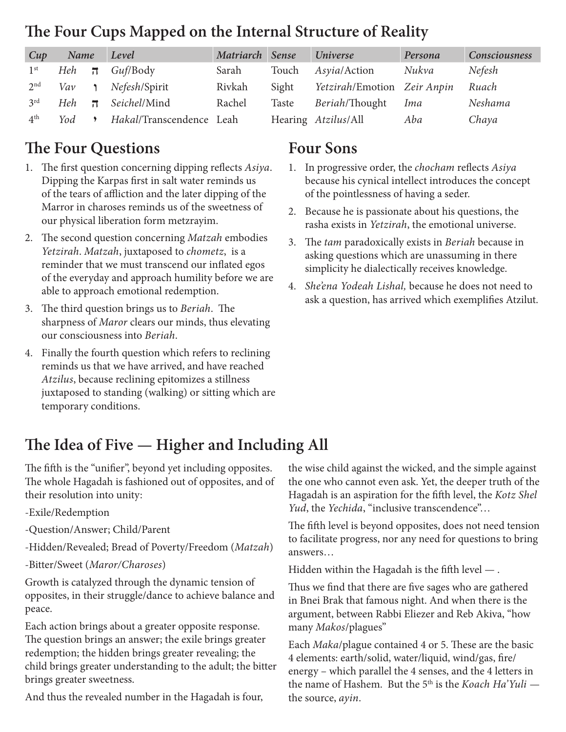## The Four Cups Mapped on the Internal Structure of Reality

| Cup | Name | | Level | Matriarch | Sense | Universe | Persona | Consciousness |
|---|---|---|---|---|---|---|---|---|
| 1st | *Heh* | ה | *Guf*/Body | Sarah | Touch | *Asyia*/Action | *Nukva* | *Nefesh* |
| 2nd | *Vav* | ו | *Nefesh*/Spirit | Rivkah | Sight | *Yetzirah*/Emotion | *Zeir Anpin* | *Ruach* |
| 3rd | *Heh* | ה | *Seichel*/Mind | Rachel | Taste | *Beriah*/Thought | *Ima* | *Neshama* |
| 4th | *Yod* | י | *Hakal*/Transcendence | Leah | Hearing | *Atzilus*/All | *Aba* | *Chaya* |

## The Four Questions

1. The first question concerning dipping reflects *Asiya*. Dipping the Karpas first in salt water reminds us of the tears of affliction and the later dipping of the Marror in charoses reminds us of the sweetness of our physical liberation form metzrayim.
2. The second question concerning *Matzah* embodies *Yetzirah*. *Matzah*, juxtaposed to *chometz*, is a reminder that we must transcend our inflated egos of the everyday and approach humility before we are able to approach emotional redemption.
3. The third question brings us to *Beriah*. The sharpness of *Maror* clears our minds, thus elevating our consciousness into *Beriah*.
4. Finally the fourth question which refers to reclining reminds us that we have arrived, and have reached *Atzilus*, because reclining epitomizes a stillness juxtaposed to standing (walking) or sitting which are temporary conditions.

## Four Sons

1. In progressive order, the *chocham* reflects *Asiya* because his cynical intellect introduces the concept of the pointlessness of having a seder.
2. Because he is passionate about his questions, the rasha exists in *Yetzirah*, the emotional universe.
3. The *tam* paradoxically exists in *Beriah* because in asking questions which are unassuming in there simplicity he dialectically receives knowledge.
4. *She'ena Yodeah Lishal,* because he does not need to ask a question, has arrived which exemplifies Atzilut.

## The Idea of Five — Higher and Including All

The fifth is the "unifier", beyond yet including opposites. The whole Hagadah is fashioned out of opposites, and of their resolution into unity:

-Exile/Redemption

-Question/Answer; Child/Parent

-Hidden/Revealed; Bread of Poverty/Freedom (*Matzah*)

-Bitter/Sweet (*Maror/Charoses*)

Growth is catalyzed through the dynamic tension of opposites, in their struggle/dance to achieve balance and peace.

Each action brings about a greater opposite response. The question brings an answer; the exile brings greater redemption; the hidden brings greater revealing; the child brings greater understanding to the adult; the bitter brings greater sweetness.

And thus the revealed number in the Hagadah is four, the wise child against the wicked, and the simple against the one who cannot even ask. Yet, the deeper truth of the Hagadah is an aspiration for the fifth level, the *Kotz Shel Yud*, the *Yechida*, "inclusive transcendence"…

The fifth level is beyond opposites, does not need tension to facilitate progress, nor any need for questions to bring answers…

Hidden within the Hagadah is the fifth level — .

Thus we find that there are five sages who are gathered in Bnei Brak that famous night. And when there is the argument, between Rabbi Eliezer and Reb Akiva, "how many *Makos*/plagues"

Each *Maka*/plague contained 4 or 5. These are the basic 4 elements: earth/solid, water/liquid, wind/gas, fire/energy – which parallel the 4 senses, and the 4 letters in the name of Hashem. But the 5th is the *Koach Ha'Yuli* — the source, *ayin*.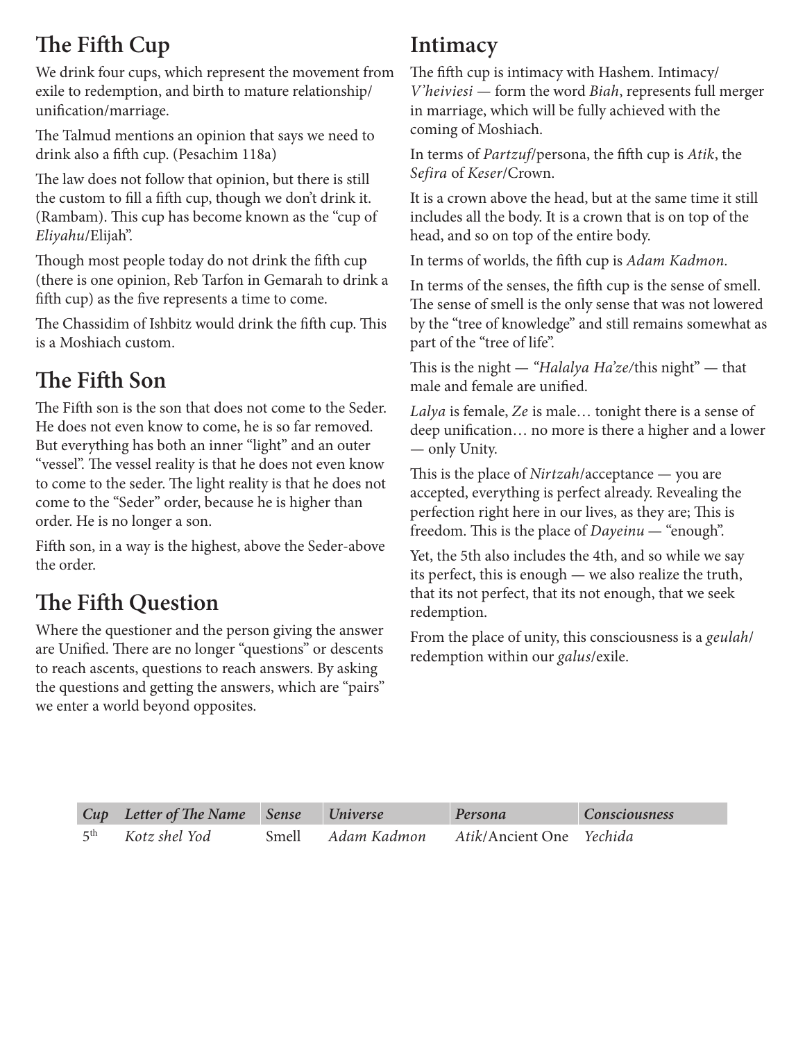## The Fifth Cup

We drink four cups, which represent the movement from exile to redemption, and birth to mature relationship/unification/marriage.

The Talmud mentions an opinion that says we need to drink also a fifth cup. (Pesachim 118a)

The law does not follow that opinion, but there is still the custom to fill a fifth cup, though we don't drink it. (Rambam). This cup has become known as the "cup of *Eliyahu*/Elijah".

Though most people today do not drink the fifth cup (there is one opinion, Reb Tarfon in Gemarah to drink a fifth cup) as the five represents a time to come.

The Chassidim of Ishbitz would drink the fifth cup. This is a Moshiach custom.

## The Fifth Son

The Fifth son is the son that does not come to the Seder. He does not even know to come, he is so far removed. But everything has both an inner "light" and an outer "vessel". The vessel reality is that he does not even know to come to the seder. The light reality is that he does not come to the "Seder" order, because he is higher than order. He is no longer a son.

Fifth son, in a way is the highest, above the Seder-above the order.

## The Fifth Question

Where the questioner and the person giving the answer are Unified. There are no longer "questions" or descents to reach ascents, questions to reach answers. By asking the questions and getting the answers, which are "pairs" we enter a world beyond opposites.

## Intimacy

The fifth cup is intimacy with Hashem. Intimacy/*V'heiviesi* — form the word *Biah*, represents full merger in marriage, which will be fully achieved with the coming of Moshiach.

In terms of *Partzuf*/persona, the fifth cup is *Atik*, the *Sefira* of *Keser*/Crown.

It is a crown above the head, but at the same time it still includes all the body. It is a crown that is on top of the head, and so on top of the entire body.

In terms of worlds, the fifth cup is *Adam Kadmon.*

In terms of the senses, the fifth cup is the sense of smell. The sense of smell is the only sense that was not lowered by the "tree of knowledge" and still remains somewhat as part of the "tree of life".

This is the night — "*Halalya Ha'ze*/this night" — that male and female are unified.

*Lalya* is female, *Ze* is male… tonight there is a sense of deep unification… no more is there a higher and a lower — only Unity.

This is the place of *Nirtzah*/acceptance — you are accepted, everything is perfect already. Revealing the perfection right here in our lives, as they are; This is freedom. This is the place of *Dayeinu* — "enough".

Yet, the 5th also includes the 4th, and so while we say its perfect, this is enough — we also realize the truth, that its not perfect, that its not enough, that we seek redemption.

From the place of unity, this consciousness is a *geulah*/redemption within our *galus*/exile.

| *Cup* | *Letter of The Name* | *Sense* | *Universe* | *Persona* | *Consciousness* |
|---|---|---|---|---|---|
| 5th | *Kotz shel Yod* | Smell | *Adam Kadmon* | *Atik*/Ancient One | *Yechida* |